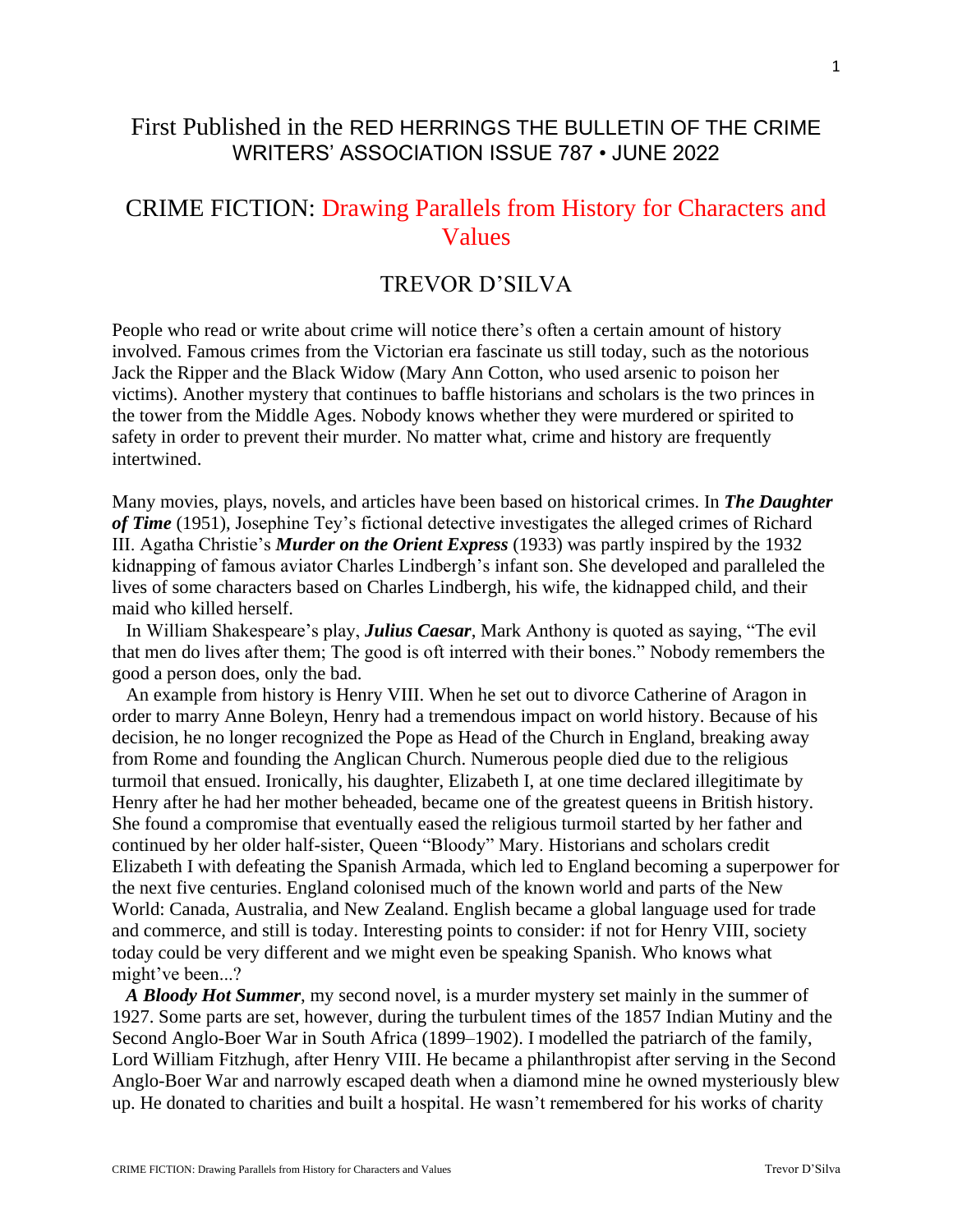# First Published in the RED HERRINGS THE BULLETIN OF THE CRIME WRITERS' ASSOCIATION ISSUE 787 • JUNE 2022

## CRIME FICTION: Drawing Parallels from History for Characters and Values

### TREVOR D'SILVA

People who read or write about crime will notice there's often a certain amount of history involved. Famous crimes from the Victorian era fascinate us still today, such as the notorious Jack the Ripper and the Black Widow (Mary Ann Cotton, who used arsenic to poison her victims). Another mystery that continues to baffle historians and scholars is the two princes in the tower from the Middle Ages. Nobody knows whether they were murdered or spirited to safety in order to prevent their murder. No matter what, crime and history are frequently intertwined.

Many movies, plays, novels, and articles have been based on historical crimes. In ***The Daughter of Time*** (1951), Josephine Tey's fictional detective investigates the alleged crimes of Richard III. Agatha Christie's ***Murder on the Orient Express*** (1933) was partly inspired by the 1932 kidnapping of famous aviator Charles Lindbergh's infant son. She developed and paralleled the lives of some characters based on Charles Lindbergh, his wife, the kidnapped child, and their maid who killed herself.

In William Shakespeare's play, ***Julius Caesar***, Mark Anthony is quoted as saying, "The evil that men do lives after them; The good is oft interred with their bones." Nobody remembers the good a person does, only the bad.

An example from history is Henry VIII. When he set out to divorce Catherine of Aragon in order to marry Anne Boleyn, Henry had a tremendous impact on world history. Because of his decision, he no longer recognized the Pope as Head of the Church in England, breaking away from Rome and founding the Anglican Church. Numerous people died due to the religious turmoil that ensued. Ironically, his daughter, Elizabeth I, at one time declared illegitimate by Henry after he had her mother beheaded, became one of the greatest queens in British history. She found a compromise that eventually eased the religious turmoil started by her father and continued by her older half-sister, Queen "Bloody" Mary. Historians and scholars credit Elizabeth I with defeating the Spanish Armada, which led to England becoming a superpower for the next five centuries. England colonised much of the known world and parts of the New World: Canada, Australia, and New Zealand. English became a global language used for trade and commerce, and still is today. Interesting points to consider: if not for Henry VIII, society today could be very different and we might even be speaking Spanish. Who knows what might've been...?

***A Bloody Hot Summer***, my second novel, is a murder mystery set mainly in the summer of 1927. Some parts are set, however, during the turbulent times of the 1857 Indian Mutiny and the Second Anglo-Boer War in South Africa (1899–1902). I modelled the patriarch of the family, Lord William Fitzhugh, after Henry VIII. He became a philanthropist after serving in the Second Anglo-Boer War and narrowly escaped death when a diamond mine he owned mysteriously blew up. He donated to charities and built a hospital. He wasn't remembered for his works of charity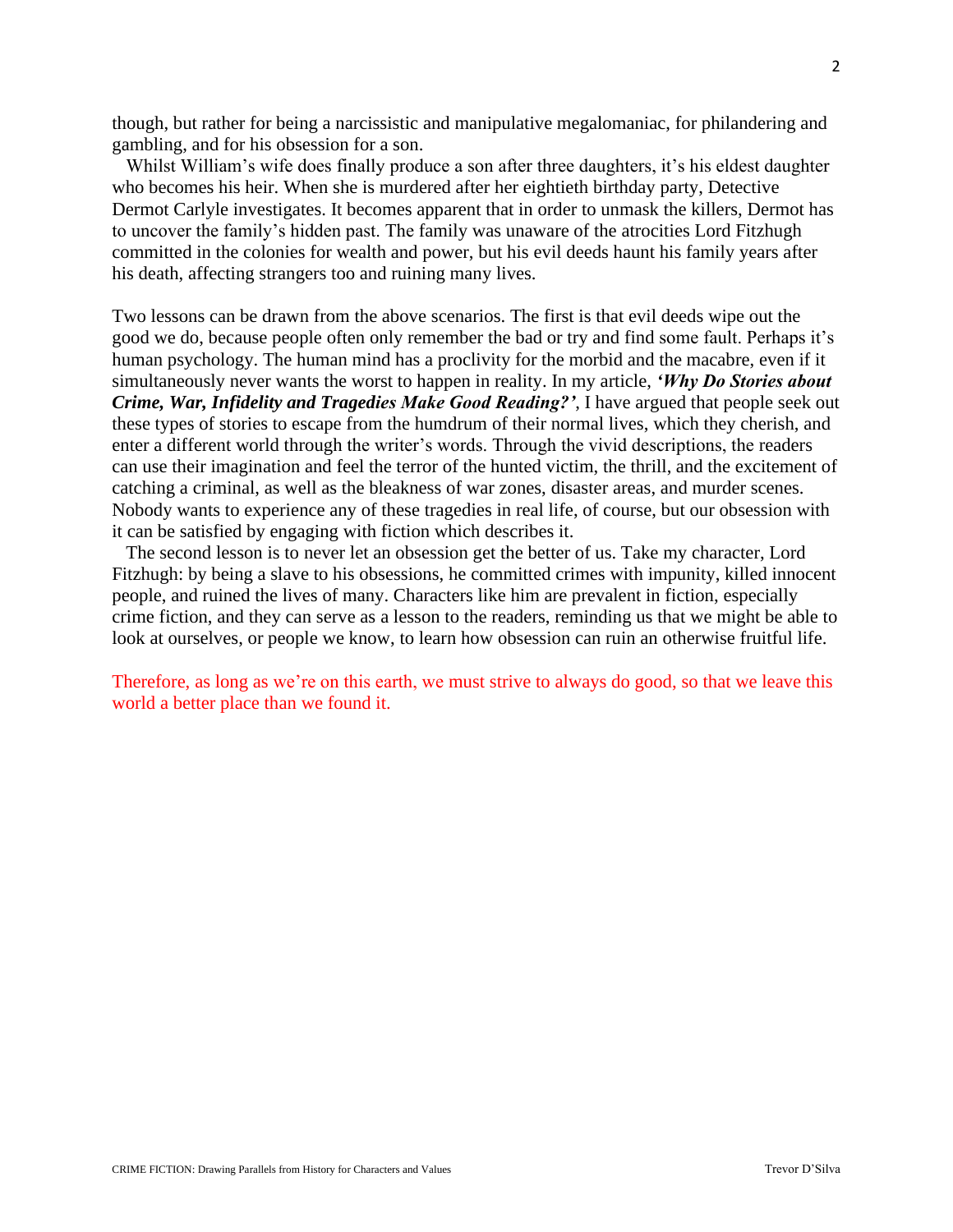though, but rather for being a narcissistic and manipulative megalomaniac, for philandering and gambling, and for his obsession for a son.

Whilst William's wife does finally produce a son after three daughters, it's his eldest daughter who becomes his heir. When she is murdered after her eightieth birthday party, Detective Dermot Carlyle investigates. It becomes apparent that in order to unmask the killers, Dermot has to uncover the family's hidden past. The family was unaware of the atrocities Lord Fitzhugh committed in the colonies for wealth and power, but his evil deeds haunt his family years after his death, affecting strangers too and ruining many lives.

Two lessons can be drawn from the above scenarios. The first is that evil deeds wipe out the good we do, because people often only remember the bad or try and find some fault. Perhaps it's human psychology. The human mind has a proclivity for the morbid and the macabre, even if it simultaneously never wants the worst to happen in reality. In my article, ***'Why Do Stories about Crime, War, Infidelity and Tragedies Make Good Reading?'***, I have argued that people seek out these types of stories to escape from the humdrum of their normal lives, which they cherish, and enter a different world through the writer's words. Through the vivid descriptions, the readers can use their imagination and feel the terror of the hunted victim, the thrill, and the excitement of catching a criminal, as well as the bleakness of war zones, disaster areas, and murder scenes. Nobody wants to experience any of these tragedies in real life, of course, but our obsession with it can be satisfied by engaging with fiction which describes it.

The second lesson is to never let an obsession get the better of us. Take my character, Lord Fitzhugh: by being a slave to his obsessions, he committed crimes with impunity, killed innocent people, and ruined the lives of many. Characters like him are prevalent in fiction, especially crime fiction, and they can serve as a lesson to the readers, reminding us that we might be able to look at ourselves, or people we know, to learn how obsession can ruin an otherwise fruitful life.

Therefore, as long as we're on this earth, we must strive to always do good, so that we leave this world a better place than we found it.